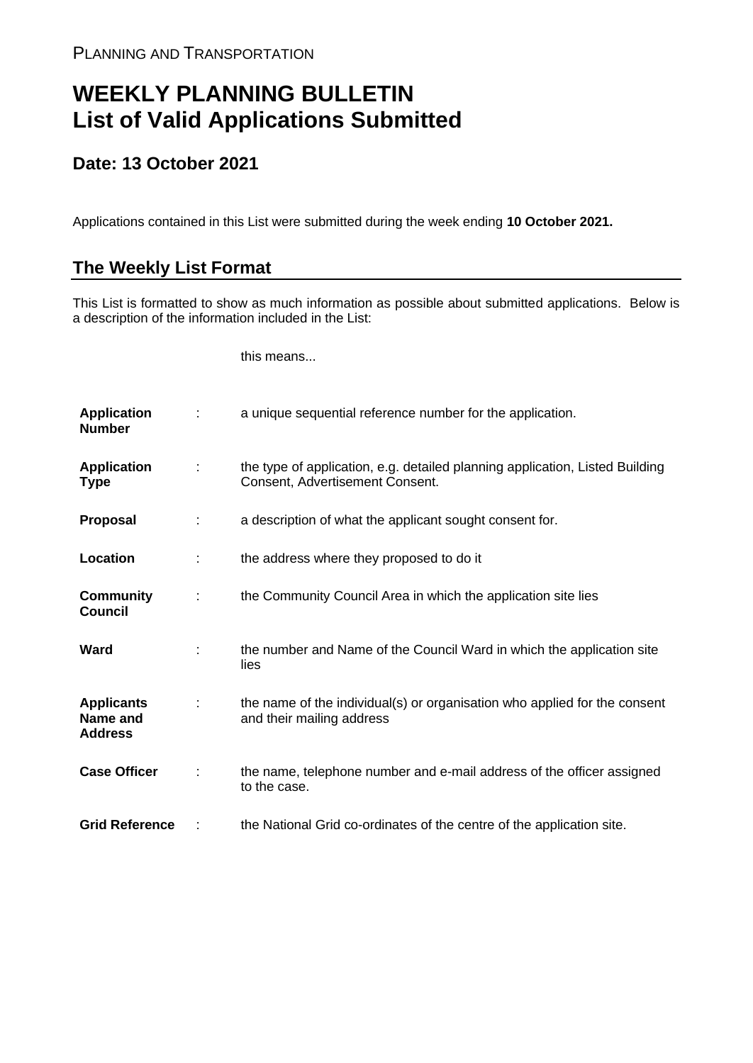PLANNING AND TRANSPORTATION

# WEEKLY PLANNING BULLETIN
# List of Valid Applications Submitted

## Date: 13 October 2021

Applications contained in this List were submitted during the week ending **10 October 2021.**

## The Weekly List Format

This List is formatted to show as much information as possible about submitted applications. Below is a description of the information included in the List:

| | | this means... |
|---|---|---|
| **Application Number** | : | a unique sequential reference number for the application. |
| **Application Type** | : | the type of application, e.g. detailed planning application, Listed Building Consent, Advertisement Consent. |
| **Proposal** | : | a description of what the applicant sought consent for. |
| **Location** | : | the address where they proposed to do it |
| **Community Council** | : | the Community Council Area in which the application site lies |
| **Ward** | : | the number and Name of the Council Ward in which the application site lies |
| **Applicants Name and Address** | : | the name of the individual(s) or organisation who applied for the consent and their mailing address |
| **Case Officer** | : | the name, telephone number and e-mail address of the officer assigned to the case. |
| **Grid Reference** | : | the National Grid co-ordinates of the centre of the application site. |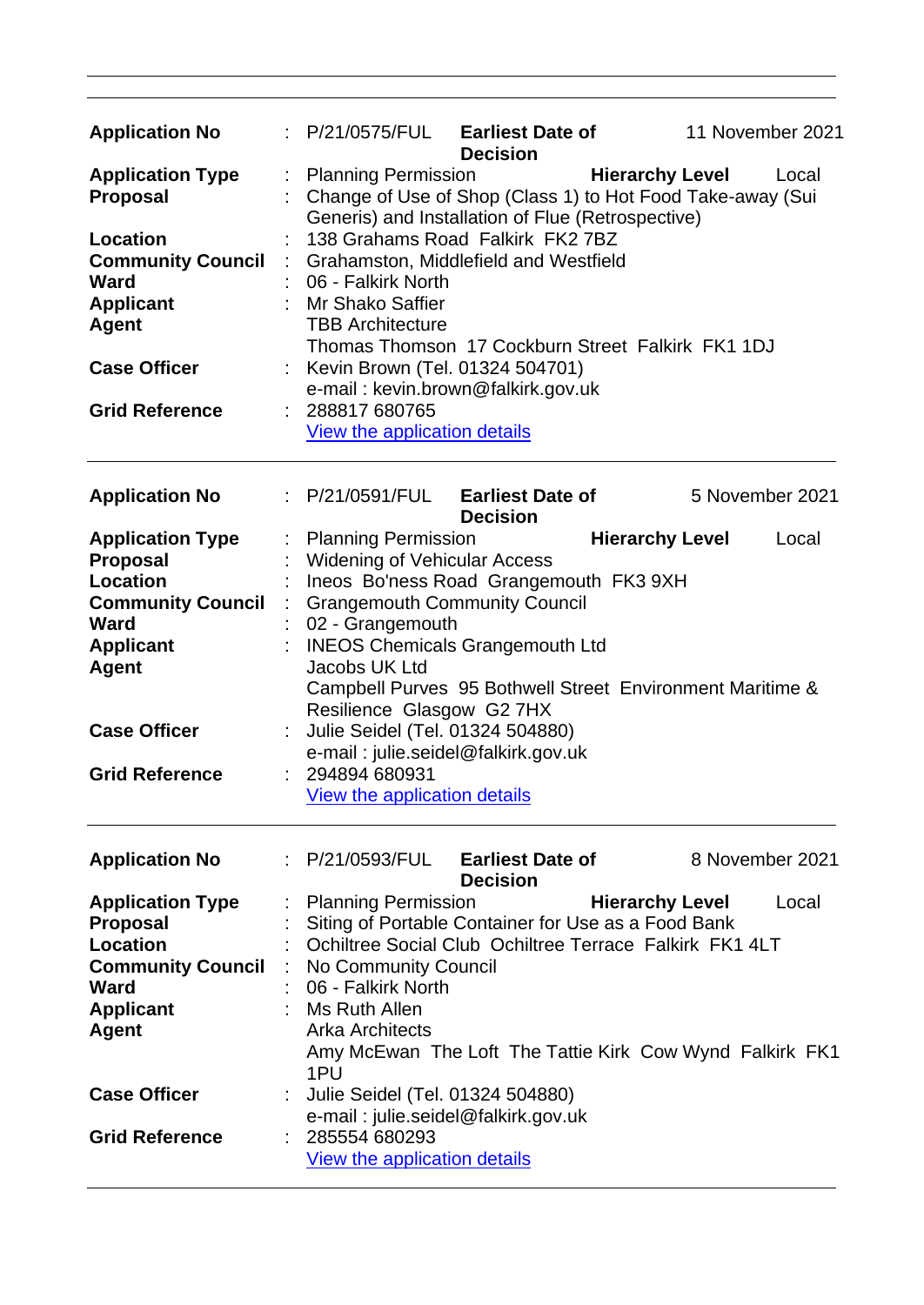| | | | | |
|---|---|---|---|---|
| **Application No** | : P/21/0575/FUL | **Earliest Date of Decision** | 11 November 2021 |
| **Application Type** | : Planning Permission | **Hierarchy Level** | Local |
| **Proposal** | : Change of Use of Shop (Class 1) to Hot Food Take-away (Sui Generis) and Installation of Flue (Retrospective) | | |
| **Location** | : 138 Grahams Road Falkirk FK2 7BZ | | |
| **Community Council** | : Grahamston, Middlefield and Westfield | | |
| **Ward** | : 06 - Falkirk North | | |
| **Applicant** | : Mr Shako Saffier | | |
| **Agent** | TBB Architecture<br>Thomas Thomson 17 Cockburn Street Falkirk FK1 1DJ | | |
| **Case Officer** | : Kevin Brown (Tel. 01324 504701)<br>e-mail : kevin.brown@falkirk.gov.uk | | |
| **Grid Reference** | : 288817 680765<br>View the application details | | |

---

| | | | |
|---|---|---|---|
| **Application No** | : P/21/0591/FUL | **Earliest Date of Decision** | 5 November 2021 |
| **Application Type** | : Planning Permission | **Hierarchy Level** | Local |
| **Proposal** | : Widening of Vehicular Access | | |
| **Location** | : Ineos Bo'ness Road Grangemouth FK3 9XH | | |
| **Community Council** | : Grangemouth Community Council | | |
| **Ward** | : 02 - Grangemouth | | |
| **Applicant** | : INEOS Chemicals Grangemouth Ltd | | |
| **Agent** | Jacobs UK Ltd<br>Campbell Purves 95 Bothwell Street Environment Maritime & Resilience Glasgow G2 7HX | | |
| **Case Officer** | : Julie Seidel (Tel. 01324 504880)<br>e-mail : julie.seidel@falkirk.gov.uk | | |
| **Grid Reference** | : 294894 680931<br>View the application details | | |

---

| | | | |
|---|---|---|---|
| **Application No** | : P/21/0593/FUL | **Earliest Date of Decision** | 8 November 2021 |
| **Application Type** | : Planning Permission | **Hierarchy Level** | Local |
| **Proposal** | : Siting of Portable Container for Use as a Food Bank | | |
| **Location** | : Ochiltree Social Club Ochiltree Terrace Falkirk FK1 4LT | | |
| **Community Council** | : No Community Council | | |
| **Ward** | : 06 - Falkirk North | | |
| **Applicant** | : Ms Ruth Allen | | |
| **Agent** | Arka Architects<br>Amy McEwan The Loft The Tattie Kirk Cow Wynd Falkirk FK1 1PU | | |
| **Case Officer** | : Julie Seidel (Tel. 01324 504880)<br>e-mail : julie.seidel@falkirk.gov.uk | | |
| **Grid Reference** | : 285554 680293<br>View the application details | | |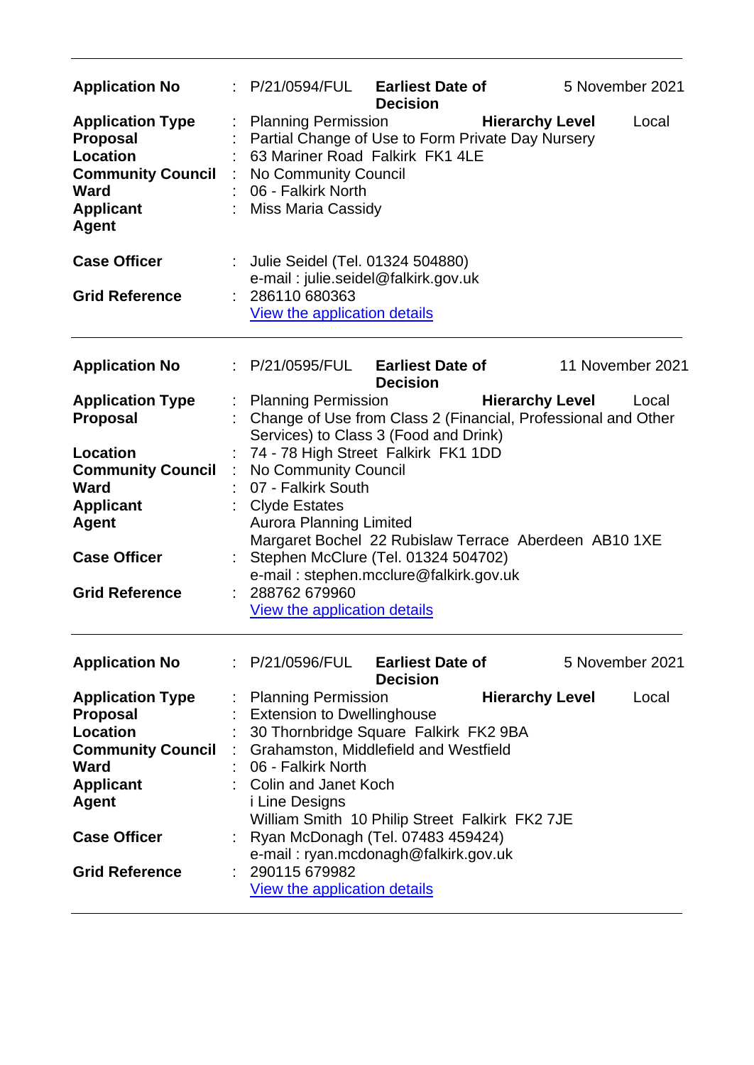| | | |
|---|---|---|
| **Application No** | : | P/21/0594/FUL **Earliest Date of Decision** 5 November 2021 |
| **Application Type** | : | Planning Permission **Hierarchy Level** Local |
| **Proposal** | : | Partial Change of Use to Form Private Day Nursery |
| **Location** | : | 63 Mariner Road Falkirk FK1 4LE |
| **Community Council** | : | No Community Council |
| **Ward** | : | 06 - Falkirk North |
| **Applicant** | : | Miss Maria Cassidy |
| **Agent** | | |
| **Case Officer** | : | Julie Seidel (Tel. 01324 504880) e-mail : julie.seidel@falkirk.gov.uk |
| **Grid Reference** | : | 286110 680363 View the application details |

---

| | | |
|---|---|---|
| **Application No** | : | P/21/0595/FUL **Earliest Date of Decision** 11 November 2021 |
| **Application Type** | : | Planning Permission **Hierarchy Level** Local |
| **Proposal** | : | Change of Use from Class 2 (Financial, Professional and Other Services) to Class 3 (Food and Drink) |
| **Location** | : | 74 - 78 High Street Falkirk FK1 1DD |
| **Community Council** | : | No Community Council |
| **Ward** | : | 07 - Falkirk South |
| **Applicant** | : | Clyde Estates |
| **Agent** | | Aurora Planning Limited Margaret Bochel 22 Rubislaw Terrace Aberdeen AB10 1XE |
| **Case Officer** | : | Stephen McClure (Tel. 01324 504702) e-mail : stephen.mcclure@falkirk.gov.uk |
| **Grid Reference** | : | 288762 679960 View the application details |

---

| | | |
|---|---|---|
| **Application No** | : | P/21/0596/FUL **Earliest Date of Decision** 5 November 2021 |
| **Application Type** | : | Planning Permission **Hierarchy Level** Local |
| **Proposal** | : | Extension to Dwellinghouse |
| **Location** | : | 30 Thornbridge Square Falkirk FK2 9BA |
| **Community Council** | : | Grahamston, Middlefield and Westfield |
| **Ward** | : | 06 - Falkirk North |
| **Applicant** | : | Colin and Janet Koch |
| **Agent** | | i Line Designs William Smith 10 Philip Street Falkirk FK2 7JE |
| **Case Officer** | : | Ryan McDonagh (Tel. 07483 459424) e-mail : ryan.mcdonagh@falkirk.gov.uk |
| **Grid Reference** | : | 290115 679982 View the application details |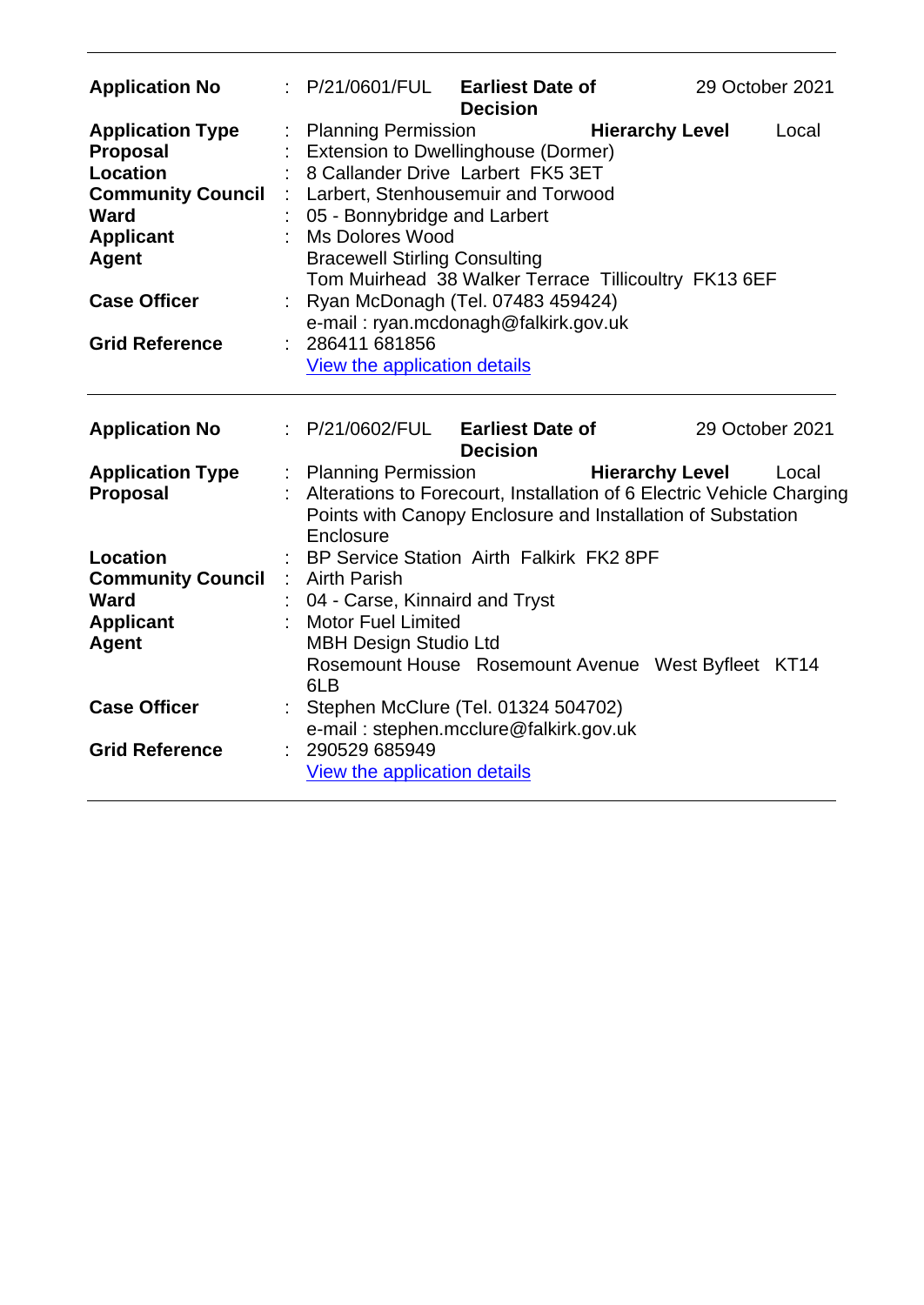| | | | |
|---|---|---|---|
| **Application No** | : P/21/0601/FUL | **Earliest Date of Decision** | 29 October 2021 |
| **Application Type** | : Planning Permission | **Hierarchy Level** | Local |
| **Proposal** | : Extension to Dwellinghouse (Dormer) | | |
| **Location** | : 8 Callander Drive Larbert FK5 3ET | | |
| **Community Council** | : Larbert, Stenhousemuir and Torwood | | |
| **Ward** | : 05 - Bonnybridge and Larbert | | |
| **Applicant** | : Ms Dolores Wood | | |
| **Agent** | Bracewell Stirling Consulting<br>Tom Muirhead 38 Walker Terrace Tillicoultry FK13 6EF | | |
| **Case Officer** | : Ryan McDonagh (Tel. 07483 459424)<br>e-mail : ryan.mcdonagh@falkirk.gov.uk | | |
| **Grid Reference** | : 286411 681856<br>View the application details | | |

| | | | |
|---|---|---|---|
| **Application No** | : P/21/0602/FUL | **Earliest Date of Decision** | 29 October 2021 |
| **Application Type** | : Planning Permission | **Hierarchy Level** | Local |
| **Proposal** | : Alterations to Forecourt, Installation of 6 Electric Vehicle Charging Points with Canopy Enclosure and Installation of Substation Enclosure | | |
| **Location** | : BP Service Station Airth Falkirk FK2 8PF | | |
| **Community Council** | : Airth Parish | | |
| **Ward** | : 04 - Carse, Kinnaird and Tryst | | |
| **Applicant** | : Motor Fuel Limited | | |
| **Agent** | MBH Design Studio Ltd<br>Rosemount House Rosemount Avenue West Byfleet KT14 6LB | | |
| **Case Officer** | : Stephen McClure (Tel. 01324 504702)<br>e-mail : stephen.mcclure@falkirk.gov.uk | | |
| **Grid Reference** | : 290529 685949<br>View the application details | | |